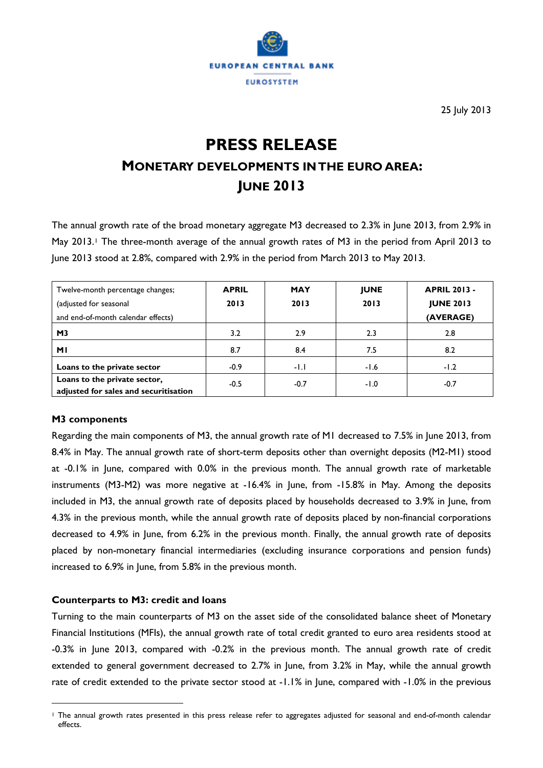EUROPEAN CENTRAL BANK

EUROSYSTEM

25 July 2013

# PRESS RELEASE

## MONETARY DEVELOPMENTS IN THE EURO AREA: JUNE 2013

The annual growth rate of the broad monetary aggregate M3 decreased to 2.3% in June 2013, from 2.9% in May 2013.[1] The three-month average of the annual growth rates of M3 in the period from April 2013 to June 2013 stood at 2.8%, compared with 2.9% in the period from March 2013 to May 2013.

| Twelve-month percentage changes; (adjusted for seasonal and end-of-month calendar effects) | APRIL 2013 | MAY 2013 | JUNE 2013 | APRIL 2013 - JUNE 2013 (AVERAGE) |
|---|---|---|---|---|
| **M3** | 3.2 | 2.9 | 2.3 | 2.8 |
| **M1** | 8.7 | 8.4 | 7.5 | 8.2 |
| **Loans to the private sector** | -0.9 | -1.1 | -1.6 | -1.2 |
| **Loans to the private sector, adjusted for sales and securitisation** | -0.5 | -0.7 | -1.0 | -0.7 |

### M3 components

Regarding the main components of M3, the annual growth rate of M1 decreased to 7.5% in June 2013, from 8.4% in May. The annual growth rate of short-term deposits other than overnight deposits (M2-M1) stood at -0.1% in June, compared with 0.0% in the previous month. The annual growth rate of marketable instruments (M3-M2) was more negative at -16.4% in June, from -15.8% in May. Among the deposits included in M3, the annual growth rate of deposits placed by households decreased to 3.9% in June, from 4.3% in the previous month, while the annual growth rate of deposits placed by non-financial corporations decreased to 4.9% in June, from 6.2% in the previous month. Finally, the annual growth rate of deposits placed by non-monetary financial intermediaries (excluding insurance corporations and pension funds) increased to 6.9% in June, from 5.8% in the previous month.

### Counterparts to M3: credit and loans

Turning to the main counterparts of M3 on the asset side of the consolidated balance sheet of Monetary Financial Institutions (MFIs), the annual growth rate of total credit granted to euro area residents stood at -0.3% in June 2013, compared with -0.2% in the previous month. The annual growth rate of credit extended to general government decreased to 2.7% in June, from 3.2% in May, while the annual growth rate of credit extended to the private sector stood at -1.1% in June, compared with -1.0% in the previous

[1] The annual growth rates presented in this press release refer to aggregates adjusted for seasonal and end-of-month calendar effects.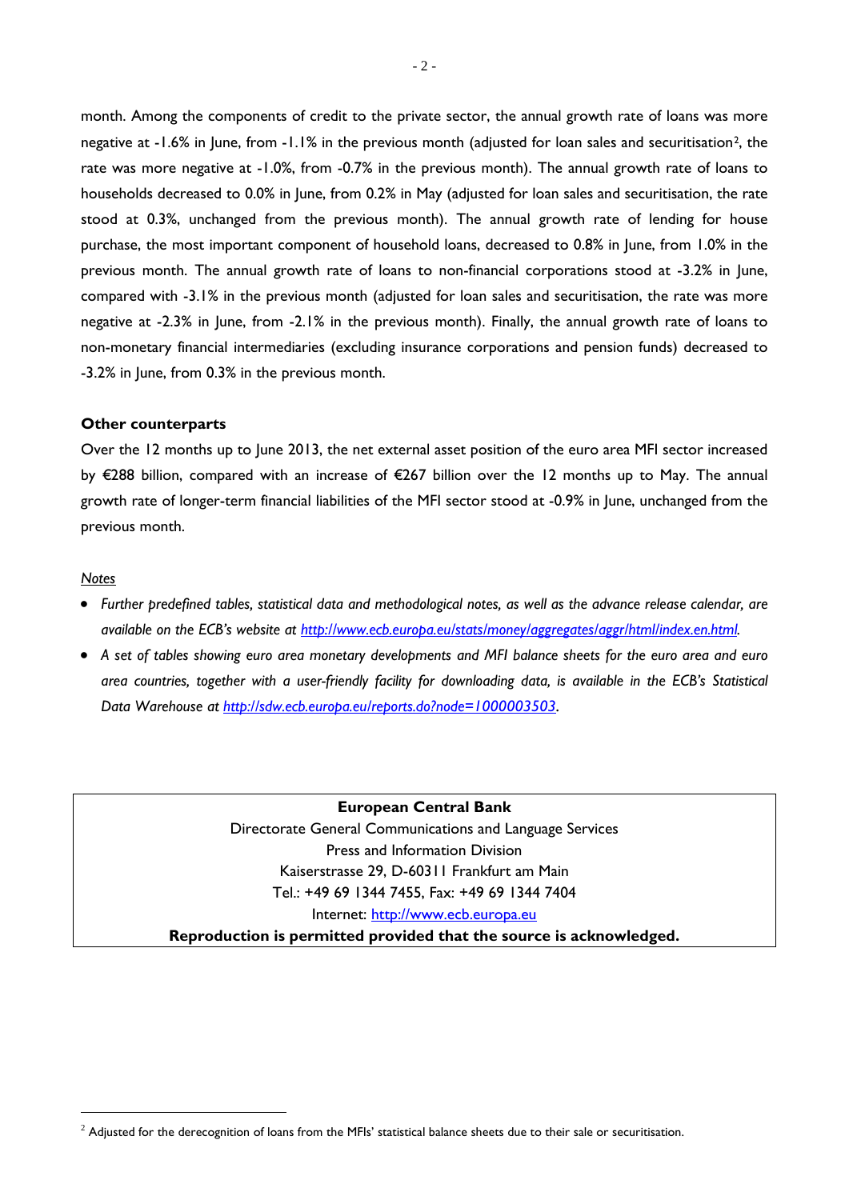month. Among the components of credit to the private sector, the annual growth rate of loans was more negative at -1.6% in June, from -1.1% in the previous month (adjusted for loan sales and securitisation[2], the rate was more negative at -1.0%, from -0.7% in the previous month). The annual growth rate of loans to households decreased to 0.0% in June, from 0.2% in May (adjusted for loan sales and securitisation, the rate stood at 0.3%, unchanged from the previous month). The annual growth rate of lending for house purchase, the most important component of household loans, decreased to 0.8% in June, from 1.0% in the previous month. The annual growth rate of loans to non-financial corporations stood at -3.2% in June, compared with -3.1% in the previous month (adjusted for loan sales and securitisation, the rate was more negative at -2.3% in June, from -2.1% in the previous month). Finally, the annual growth rate of loans to non-monetary financial intermediaries (excluding insurance corporations and pension funds) decreased to -3.2% in June, from 0.3% in the previous month.

### Other counterparts

Over the 12 months up to June 2013, the net external asset position of the euro area MFI sector increased by €288 billion, compared with an increase of €267 billion over the 12 months up to May. The annual growth rate of longer-term financial liabilities of the MFI sector stood at -0.9% in June, unchanged from the previous month.

*Notes*

- *Further predefined tables, statistical data and methodological notes, as well as the advance release calendar, are available on the ECB's website at [http://www.ecb.europa.eu/stats/money/aggregates/aggr/html/index.en.html](http://www.ecb.europa.eu/stats/money/aggregates/aggr/html/index.en.html).*
- *A set of tables showing euro area monetary developments and MFI balance sheets for the euro area and euro area countries, together with a user-friendly facility for downloading data, is available in the ECB's Statistical Data Warehouse at [http://sdw.ecb.europa.eu/reports.do?node=1000003503](http://sdw.ecb.europa.eu/reports.do?node=1000003503).*

**European Central Bank**
Directorate General Communications and Language Services
Press and Information Division
Kaiserstrasse 29, D-60311 Frankfurt am Main
Tel.: +49 69 1344 7455, Fax: +49 69 1344 7404
Internet: [http://www.ecb.europa.eu](http://www.ecb.europa.eu)
**Reproduction is permitted provided that the source is acknowledged.**

---

[2] Adjusted for the derecognition of loans from the MFIs' statistical balance sheets due to their sale or securitisation.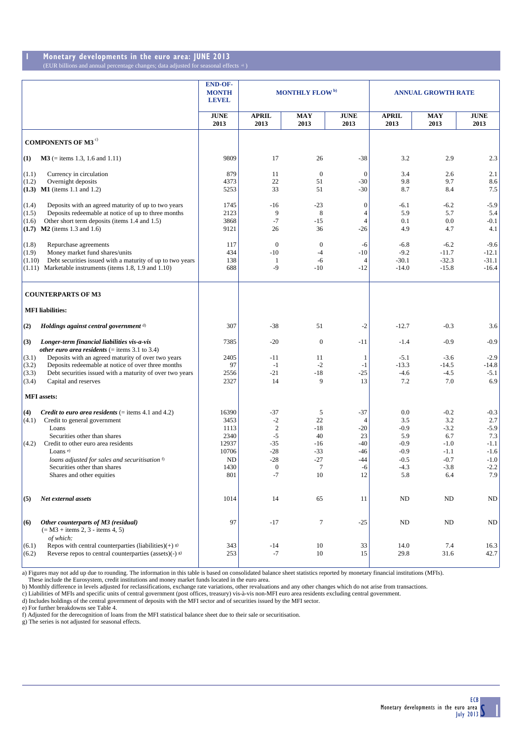## 1 Monetary developments in the euro area: JUNE 2013

(EUR billions and annual percentage changes; data adjusted for seasonal effects [a])

| | | END-OF-MONTH LEVEL | MONTHLY FLOW [b] | | | ANNUAL GROWTH RATE | | |
|---|---|---|---|---|---|---|---|---|
| | | JUNE 2013 | APRIL 2013 | MAY 2013 | JUNE 2013 | APRIL 2013 | MAY 2013 | JUNE 2013 |
| | **COMPONENTS OF M3** [c] | | | | | | | |
| **(1)** | **M3** (= items 1.3, 1.6 and 1.11) | 9809 | 17 | 26 | -38 | 3.2 | 2.9 | 2.3 |
| (1.1) | Currency in circulation | 879 | 11 | 0 | 0 | 3.4 | 2.6 | 2.1 |
| (1.2) | Overnight deposits | 4373 | 22 | 51 | -30 | 9.8 | 9.7 | 8.6 |
| **(1.3)** | **M1** (items 1.1 and 1.2) | 5253 | 33 | 51 | -30 | 8.7 | 8.4 | 7.5 |
| (1.4) | Deposits with an agreed maturity of up to two years | 1745 | -16 | -23 | 0 | -6.1 | -6.2 | -5.9 |
| (1.5) | Deposits redeemable at notice of up to three months | 2123 | 9 | 8 | 4 | 5.9 | 5.7 | 5.4 |
| (1.6) | Other short term deposits (items 1.4 and 1.5) | 3868 | -7 | -15 | 4 | 0.1 | 0.0 | -0.1 |
| **(1.7)** | **M2** (items 1.3 and 1.6) | 9121 | 26 | 36 | -26 | 4.9 | 4.7 | 4.1 |
| (1.8) | Repurchase agreements | 117 | 0 | 0 | -6 | -6.8 | -6.2 | -9.6 |
| (1.9) | Money market fund shares/units | 434 | -10 | -4 | -10 | -9.2 | -11.7 | -12.1 |
| (1.10) | Debt securities issued with a maturity of up to two years | 138 | 1 | -6 | 4 | -30.1 | -32.3 | -31.1 |
| (1.11) | Marketable instruments (items 1.8, 1.9 and 1.10) | 688 | -9 | -10 | -12 | -14.0 | -15.8 | -16.4 |
| | **COUNTERPARTS OF M3** | | | | | | | |
| | **MFI liabilities:** | | | | | | | |
| **(2)** | ***Holdings against central government*** [d] | 307 | -38 | 51 | -2 | -12.7 | -0.3 | 3.6 |
| **(3)** | ***Longer-term financial liabilities vis-a-vis other euro area residents*** (= items 3.1 to 3.4) | 7385 | -20 | 0 | -11 | -1.4 | -0.9 | -0.9 |
| (3.1) | Deposits with an agreed maturity of over two years | 2405 | -11 | 11 | 1 | -5.1 | -3.6 | -2.9 |
| (3.2) | Deposits redeemable at notice of over three months | 97 | -1 | -2 | -1 | -13.3 | -14.5 | -14.8 |
| (3.3) | Debt securities issued with a maturity of over two years | 2556 | -21 | -18 | -25 | -4.6 | -4.5 | -5.1 |
| (3.4) | Capital and reserves | 2327 | 14 | 9 | 13 | 7.2 | 7.0 | 6.9 |
| | **MFI assets:** | | | | | | | |
| **(4)** | ***Credit to euro area residents*** (= items 4.1 and 4.2) | 16390 | -37 | 5 | -37 | 0.0 | -0.2 | -0.3 |
| (4.1) | Credit to general government | 3453 | -2 | 22 | 4 | 3.5 | 3.2 | 2.7 |
| | Loans | 1113 | 2 | -18 | -20 | -0.9 | -3.2 | -5.9 |
| | Securities other than shares | 2340 | -5 | 40 | 23 | 5.9 | 6.7 | 7.3 |
| (4.2) | Credit to other euro area residents | 12937 | -35 | -16 | -40 | -0.9 | -1.0 | -1.1 |
| | Loans [e] | 10706 | -28 | -33 | -46 | -0.9 | -1.1 | -1.6 |
| | *loans adjusted for sales and securitisation* [f] | ND | -28 | -27 | -44 | -0.5 | -0.7 | -1.0 |
| | Securities other than shares | 1430 | 0 | 7 | -6 | -4.3 | -3.8 | -2.2 |
| | Shares and other equities | 801 | -7 | 10 | 12 | 5.8 | 6.4 | 7.9 |
| **(5)** | ***Net external assets*** | 1014 | 14 | 65 | 11 | ND | ND | ND |
| **(6)** | ***Other counterparts of M3 (residual)*** (= M3 + items 2, 3 - items 4, 5) *of which:* | 97 | -17 | 7 | -25 | ND | ND | ND |
| (6.1) | Repos with central counterparties (liabilities)(+) [g] | 343 | -14 | 10 | 33 | 14.0 | 7.4 | 16.3 |
| (6.2) | Reverse repos to central counterparties (assets)(-) [g] | 253 | -7 | 10 | 15 | 29.8 | 31.6 | 42.7 |

a) Figures may not add up due to rounding. The information in this table is based on consolidated balance sheet statistics reported by monetary financial institutions (MFIs). These include the Eurosystem, credit institutions and money market funds located in the euro area.
b) Monthly difference in levels adjusted for reclassifications, exchange rate variations, other revaluations and any other changes which do not arise from transactions.
c) Liabilities of MFIs and specific units of central government (post offices, treasury) vis-à-vis non-MFI euro area residents excluding central government.
d) Includes holdings of the central government of deposits with the MFI sector and of securities issued by the MFI sector.
e) For further breakdowns see Table 4.
f) Adjusted for the derecognition of loans from the MFI statistical balance sheet due to their sale or securitisation.
g) The series is not adjusted for seasonal effects.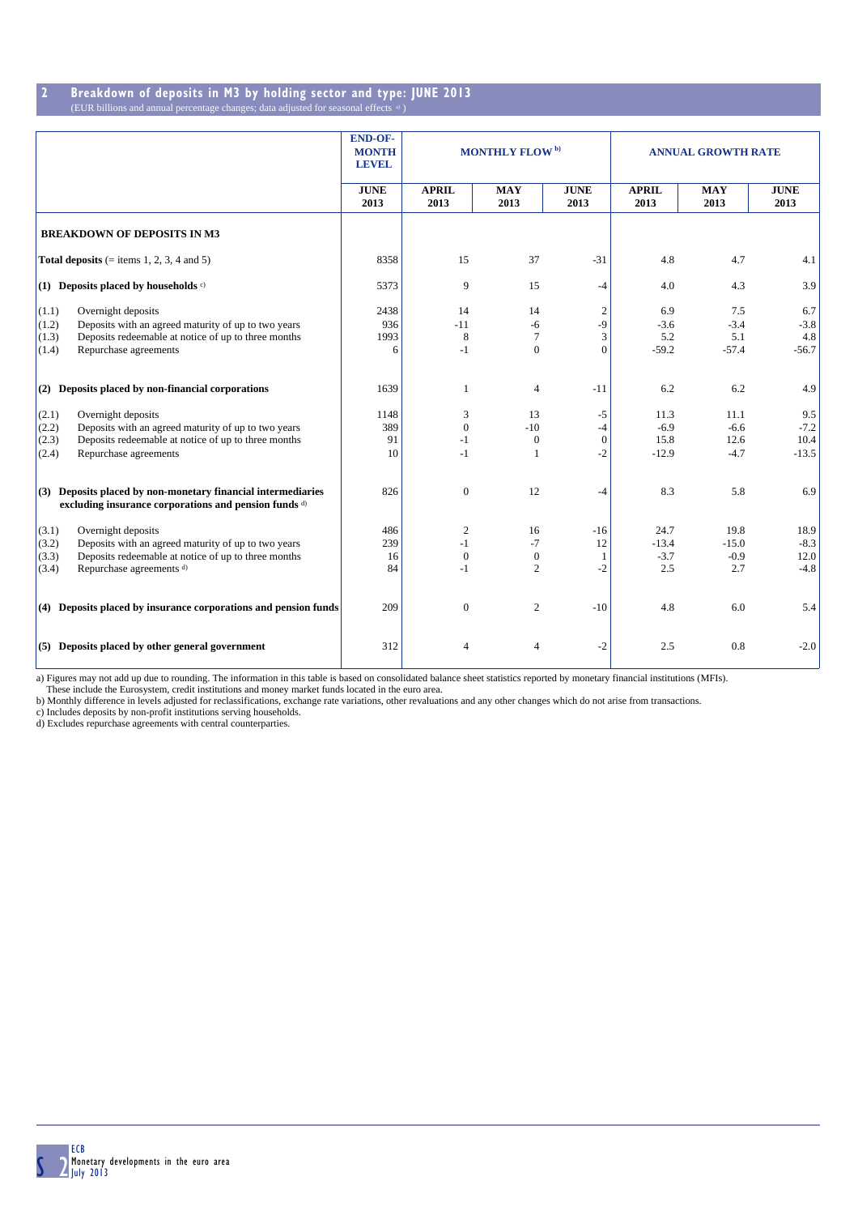## 2 Breakdown of deposits in M3 by holding sector and type: JUNE 2013

(EUR billions and annual percentage changes; data adjusted for seasonal effects [a])

| | END-OF-MONTH LEVEL | MONTHLY FLOW [b] | | | ANNUAL GROWTH RATE | | |
|---|---|---|---|---|---|---|---|
| | JUNE 2013 | APRIL 2013 | MAY 2013 | JUNE 2013 | APRIL 2013 | MAY 2013 | JUNE 2013 |
| **BREAKDOWN OF DEPOSITS IN M3** | | | | | | | |
| **Total deposits** (= items 1, 2, 3, 4 and 5) | 8358 | 15 | 37 | -31 | 4.8 | 4.7 | 4.1 |
| **(1) Deposits placed by households** [c] | 5373 | 9 | 15 | -4 | 4.0 | 4.3 | 3.9 |
| (1.1) Overnight deposits | 2438 | 14 | 14 | 2 | 6.9 | 7.5 | 6.7 |
| (1.2) Deposits with an agreed maturity of up to two years | 936 | -11 | -6 | -9 | -3.6 | -3.4 | -3.8 |
| (1.3) Deposits redeemable at notice of up to three months | 1993 | 8 | 7 | 3 | 5.2 | 5.1 | 4.8 |
| (1.4) Repurchase agreements | 6 | -1 | 0 | 0 | -59.2 | -57.4 | -56.7 |
| **(2) Deposits placed by non-financial corporations** | 1639 | 1 | 4 | -11 | 6.2 | 6.2 | 4.9 |
| (2.1) Overnight deposits | 1148 | 3 | 13 | -5 | 11.3 | 11.1 | 9.5 |
| (2.2) Deposits with an agreed maturity of up to two years | 389 | 0 | -10 | -4 | -6.9 | -6.6 | -7.2 |
| (2.3) Deposits redeemable at notice of up to three months | 91 | -1 | 0 | 0 | 15.8 | 12.6 | 10.4 |
| (2.4) Repurchase agreements | 10 | -1 | 1 | -2 | -12.9 | -4.7 | -13.5 |
| **(3) Deposits placed by non-monetary financial intermediaries excluding insurance corporations and pension funds** [d] | 826 | 0 | 12 | -4 | 8.3 | 5.8 | 6.9 |
| (3.1) Overnight deposits | 486 | 2 | 16 | -16 | 24.7 | 19.8 | 18.9 |
| (3.2) Deposits with an agreed maturity of up to two years | 239 | -1 | -7 | 12 | -13.4 | -15.0 | -8.3 |
| (3.3) Deposits redeemable at notice of up to three months | 16 | 0 | 0 | 1 | -3.7 | -0.9 | 12.0 |
| (3.4) Repurchase agreements [d] | 84 | -1 | 2 | -2 | 2.5 | 2.7 | -4.8 |
| **(4) Deposits placed by insurance corporations and pension funds** | 209 | 0 | 2 | -10 | 4.8 | 6.0 | 5.4 |
| **(5) Deposits placed by other general government** | 312 | 4 | 4 | -2 | 2.5 | 0.8 | -2.0 |

a) Figures may not add up due to rounding. The information in this table is based on consolidated balance sheet statistics reported by monetary financial institutions (MFIs). These include the Eurosystem, credit institutions and money market funds located in the euro area.
b) Monthly difference in levels adjusted for reclassifications, exchange rate variations, other revaluations and any other changes which do not arise from transactions.
c) Includes deposits by non-profit institutions serving households.
d) Excludes repurchase agreements with central counterparties.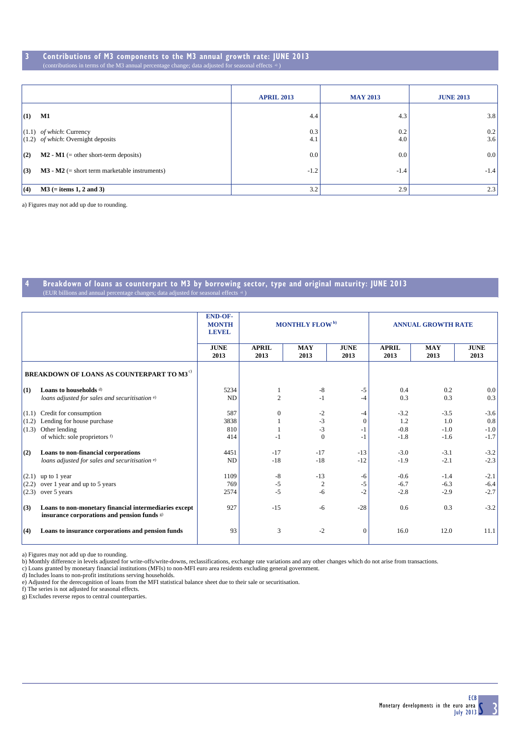## 3 Contributions of M3 components to the M3 annual growth rate: JUNE 2013

(contributions in terms of the M3 annual percentage change; data adjusted for seasonal effects [a])

| | | APRIL 2013 | MAY 2013 | JUNE 2013 |
|---|---|---|---|---|
| (1) | **M1** | 4.4 | 4.3 | 3.8 |
| (1.1) | *of which*: Currency | 0.3 | 0.2 | 0.2 |
| (1.2) | *of which*: Overnight deposits | 4.1 | 4.0 | 3.6 |
| (2) | **M2 - M1** (= other short-term deposits) | 0.0 | 0.0 | 0.0 |
| (3) | **M3 - M2** (= short term marketable instruments) | -1.2 | -1.4 | -1.4 |
| (4) | **M3 (= items 1, 2 and 3)** | 3.2 | 2.9 | 2.3 |

a) Figures may not add up due to rounding.

## 4 Breakdown of loans as counterpart to M3 by borrowing sector, type and original maturity: JUNE 2013

(EUR billions and annual percentage changes; data adjusted for seasonal effects [a])

| | | END-OF-MONTH LEVEL | MONTHLY FLOW [b] | | | ANNUAL GROWTH RATE | | |
|---|---|---|---|---|---|---|---|---|
| | | JUNE 2013 | APRIL 2013 | MAY 2013 | JUNE 2013 | APRIL 2013 | MAY 2013 | JUNE 2013 |
| **BREAKDOWN OF LOANS AS COUNTERPART TO M3** [c] | | | | | | | | |
| (1) | **Loans to households** [d] | 5234 | 1 | -8 | -5 | 0.4 | 0.2 | 0.0 |
| | *loans adjusted for sales and securitisation* [e] | ND | 2 | -1 | -4 | 0.3 | 0.3 | 0.3 |
| (1.1) | Credit for consumption | 587 | 0 | -2 | -4 | -3.2 | -3.5 | -3.6 |
| (1.2) | Lending for house purchase | 3838 | 1 | -3 | 0 | 1.2 | 1.0 | 0.8 |
| (1.3) | Other lending | 810 | 1 | -3 | -1 | -0.8 | -1.0 | -1.0 |
| | of which: sole proprietors [f] | 414 | -1 | 0 | -1 | -1.8 | -1.6 | -1.7 |
| (2) | **Loans to non-financial corporations** | 4451 | -17 | -17 | -13 | -3.0 | -3.1 | -3.2 |
| | *loans adjusted for sales and securitisation* [e] | ND | -18 | -18 | -12 | -1.9 | -2.1 | -2.3 |
| (2.1) | up to 1 year | 1109 | -8 | -13 | -6 | -0.6 | -1.4 | -2.1 |
| (2.2) | over 1 year and up to 5 years | 769 | -5 | 2 | -5 | -6.7 | -6.3 | -6.4 |
| (2.3) | over 5 years | 2574 | -5 | -6 | -2 | -2.8 | -2.9 | -2.7 |
| (3) | **Loans to non-monetary financial intermediaries except insurance corporations and pension funds** [g] | 927 | -15 | -6 | -28 | 0.6 | 0.3 | -3.2 |
| (4) | **Loans to insurance corporations and pension funds** | 93 | 3 | -2 | 0 | 16.0 | 12.0 | 11.1 |

a) Figures may not add up due to rounding.
b) Monthly difference in levels adjusted for write-offs/write-downs, reclassifications, exchange rate variations and any other changes which do not arise from transactions.
c) Loans granted by monetary financial institutions (MFIs) to non-MFI euro area residents excluding general government.
d) Includes loans to non-profit institutions serving households.
e) Adjusted for the derecognition of loans from the MFI statistical balance sheet due to their sale or securitisation.
f) The series is not adjusted for seasonal effects.
g) Excludes reverse repos to central counterparties.